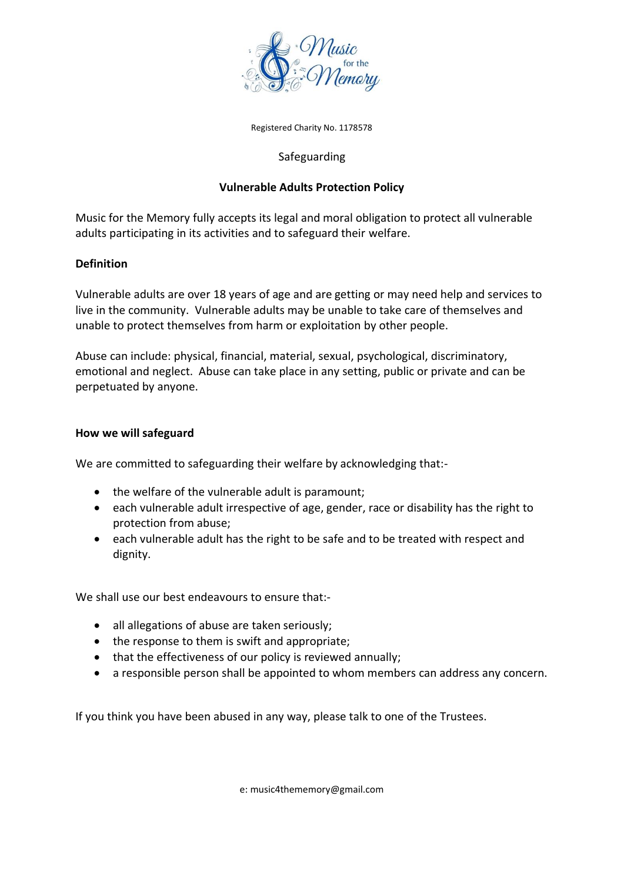Music for the Memory

Registered Charity No. 1178578

Safeguarding

# Vulnerable Adults Protection Policy

Music for the Memory fully accepts its legal and moral obligation to protect all vulnerable adults participating in its activities and to safeguard their welfare.

## Definition

Vulnerable adults are over 18 years of age and are getting or may need help and services to live in the community. Vulnerable adults may be unable to take care of themselves and unable to protect themselves from harm or exploitation by other people.

Abuse can include: physical, financial, material, sexual, psychological, discriminatory, emotional and neglect. Abuse can take place in any setting, public or private and can be perpetuated by anyone.

## How we will safeguard

We are committed to safeguarding their welfare by acknowledging that:-

- the welfare of the vulnerable adult is paramount;
- each vulnerable adult irrespective of age, gender, race or disability has the right to protection from abuse;
- each vulnerable adult has the right to be safe and to be treated with respect and dignity.

We shall use our best endeavours to ensure that:-

- all allegations of abuse are taken seriously;
- the response to them is swift and appropriate;
- that the effectiveness of our policy is reviewed annually;
- a responsible person shall be appointed to whom members can address any concern.

If you think you have been abused in any way, please talk to one of the Trustees.

e: music4thememory@gmail.com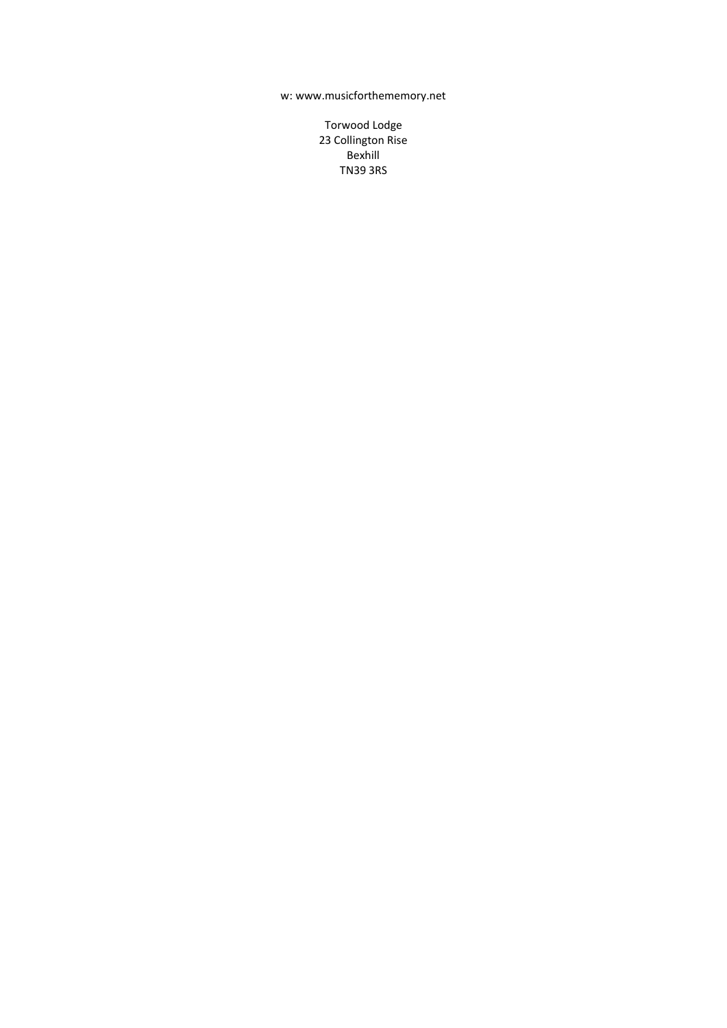w: www.musicforthememory.net

Torwood Lodge
23 Collington Rise
Bexhill
TN39 3RS